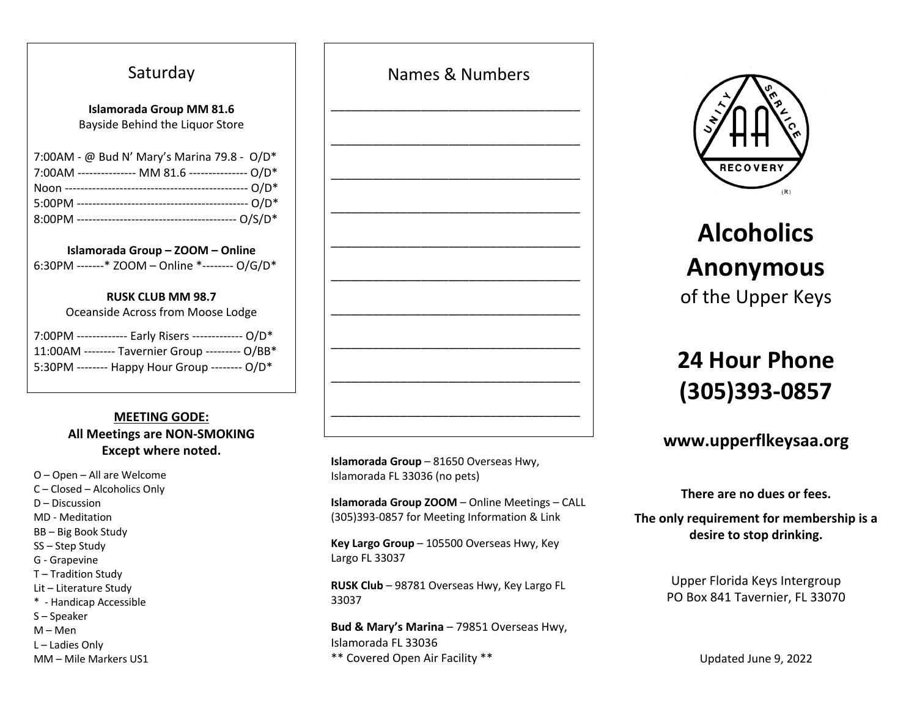## Saturday

**Islamorada Group MM 81.6**
Bayside Behind the Liquor Store

7:00AM - @ Bud N' Mary's Marina 79.8 - O/D*
7:00AM --------------- MM 81.6 --------------- O/D*
Noon ---------------------------------------------- O/D*
5:00PM ------------------------------------------- O/D*
8:00PM ---------------------------------------- O/S/D*

**Islamorada Group – ZOOM – Online**
6:30PM -------* ZOOM – Online *-------- O/G/D*

**RUSK CLUB MM 98.7**
Oceanside Across from Moose Lodge

7:00PM ------------- Early Risers ------------- O/D*
11:00AM -------- Tavernier Group --------- O/BB*
5:30PM -------- Happy Hour Group -------- O/D*

**MEETING GODE:**
**All Meetings are NON-SMOKING Except where noted.**

O – Open – All are Welcome
C – Closed – Alcoholics Only
D – Discussion
MD - Meditation
BB – Big Book Study
SS – Step Study
G - Grapevine
T – Tradition Study
Lit – Literature Study
* - Handicap Accessible
S – Speaker
M – Men
L – Ladies Only
MM – Mile Markers US1

## Names & Numbers

______________________________________

______________________________________

______________________________________

______________________________________

______________________________________

______________________________________

______________________________________

______________________________________

______________________________________

______________________________________

**Islamorada Group** – 81650 Overseas Hwy, Islamorada FL 33036 (no pets)

**Islamorada Group ZOOM** – Online Meetings – CALL (305)393-0857 for Meeting Information & Link

**Key Largo Group** – 105500 Overseas Hwy, Key Largo FL 33037

**RUSK Club** – 98781 Overseas Hwy, Key Largo FL 33037

**Bud & Mary's Marina** – 79851 Overseas Hwy, Islamorada FL 33036
** Covered Open Air Facility **

UNITY SERVICE AA RECOVERY (R)

# Alcoholics Anonymous
of the Upper Keys

# 24 Hour Phone (305)393-0857

### www.upperflkeysaa.org

**There are no dues or fees.**

**The only requirement for membership is a desire to stop drinking.**

Upper Florida Keys Intergroup
PO Box 841 Tavernier, FL 33070

Updated June 9, 2022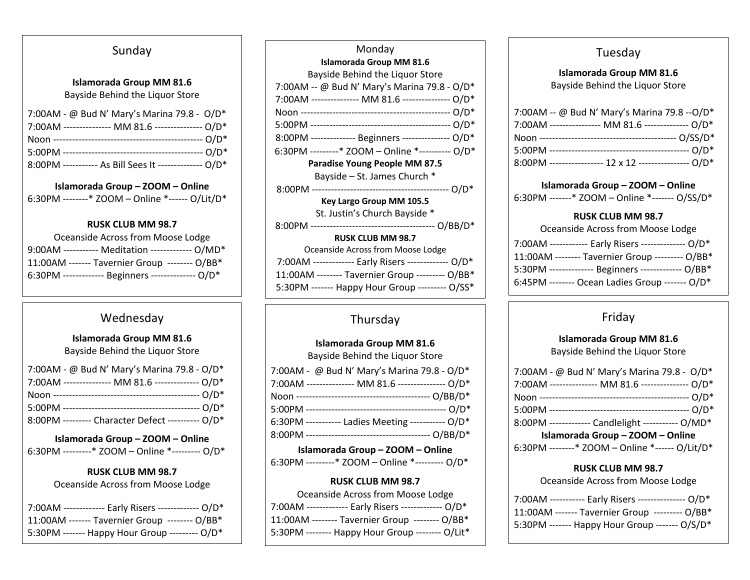## Sunday

**Islamorada Group MM 81.6**
Bayside Behind the Liquor Store

7:00AM - @ Bud N' Mary's Marina 79.8 - O/D*
7:00AM --------------- MM 81.6 --------------- O/D*
Noon ---------------------------------------------- O/D*
5:00PM -------------------------------------------- O/D*
8:00PM ----------- As Bill Sees It -------------- O/D*

**Islamorada Group – ZOOM – Online**
6:30PM --------* ZOOM – Online *------ O/Lit/D*

**RUSK CLUB MM 98.7**
Oceanside Across from Moose Lodge
9:00AM ----------- Meditation ------------- O/MD*
11:00AM ------- Tavernier Group -------- O/BB*
6:30PM ------------- Beginners -------------- O/D*

## Monday

**Islamorada Group MM 81.6**
Bayside Behind the Liquor Store
7:00AM -- @ Bud N' Mary's Marina 79.8 - O/D*
7:00AM --------------- MM 81.6 --------------- O/D*
Noon ---------------------------------------------- O/D*
5:00PM -------------------------------------------- O/D*
8:00PM -------------- Beginners --------------- O/D*
6:30PM ---------* ZOOM – Online *---------- O/D*

**Paradise Young People MM 87.5**
Bayside – St. James Church *
8:00PM ------------------------------------------ O/D*

**Key Largo Group MM 105.5**
St. Justin's Church Bayside *
8:00PM -------------------------------------- O/BB/D*

**RUSK CLUB MM 98.7**
Oceanside Across from Moose Lodge
7:00AM ------------- Early Risers ------------- O/D*
11:00AM -------- Tavernier Group --------- O/BB*
5:30PM ------- Happy Hour Group --------- O/SS*

## Tuesday

**Islamorada Group MM 81.6**
Bayside Behind the Liquor Store

7:00AM -- @ Bud N' Mary's Marina 79.8 --O/D*
7:00AM ---------------- MM 81.6 -------------- O/D*
Noon ------------------------------------------- O/SS/D*
5:00PM -------------------------------------------- O/D*
8:00PM ----------------- 12 x 12 ---------------- O/D*

**Islamorada Group – ZOOM – Online**
6:30PM -------* ZOOM – Online *------- O/SS/D*

**RUSK CLUB MM 98.7**
Oceanside Across from Moose Lodge
7:00AM ------------ Early Risers -------------- O/D*
11:00AM -------- Tavernier Group --------- O/BB*
5:30PM ------------- Beginners ------------ O/BB*
6:45PM -------- Ocean Ladies Group ------- O/D*

## Wednesday

**Islamorada Group MM 81.6**
Bayside Behind the Liquor Store

7:00AM - @ Bud N' Mary's Marina 79.8 - O/D*
7:00AM --------------- MM 81.6 -------------- O/D*
Noon --------------------------------------------- O/D*
5:00PM ------------------------------------------- O/D*
8:00PM --------- Character Defect ---------- O/D*

**Islamorada Group – ZOOM – Online**
6:30PM ---------* ZOOM – Online *--------- O/D*

**RUSK CLUB MM 98.7**
Oceanside Across from Moose Lodge

7:00AM ------------- Early Risers ------------- O/D*
11:00AM ------- Tavernier Group -------- O/BB*
5:30PM ------- Happy Hour Group --------- O/D*

## Thursday

**Islamorada Group MM 81.6**
Bayside Behind the Liquor Store
7:00AM - @ Bud N' Mary's Marina 79.8 - O/D*
7:00AM --------------- MM 81.6 --------------- O/D*
Noon ----------------------------------------- O/BB/D*
5:00PM ------------------------------------------- O/D*
6:30PM ----------- Ladies Meeting ----------- O/D*
8:00PM -------------------------------------- O/BB/D*

**Islamorada Group – ZOOM – Online**
6:30PM ---------* ZOOM – Online *--------- O/D*

**RUSK CLUB MM 98.7**
Oceanside Across from Moose Lodge
7:00AM ------------- Early Risers ------------- O/D*
11:00AM -------- Tavernier Group -------- O/BB*
5:30PM -------- Happy Hour Group -------- O/Lit*

## Friday

**Islamorada Group MM 81.6**
Bayside Behind the Liquor Store

7:00AM - @ Bud N' Mary's Marina 79.8 - O/D*
7:00AM --------------- MM 81.6 --------------- O/D*
Noon ---------------------------------------------- O/D*
5:00PM -------------------------------------------- O/D*
8:00PM ------------- Candlelight ----------- O/MD*

**Islamorada Group – ZOOM – Online**
6:30PM --------* ZOOM – Online *------ O/Lit/D*

**RUSK CLUB MM 98.7**
Oceanside Across from Moose Lodge

7:00AM ----------- Early Risers --------------- O/D*
11:00AM ------- Tavernier Group --------- O/BB*
5:30PM ------- Happy Hour Group ------- O/S/D*